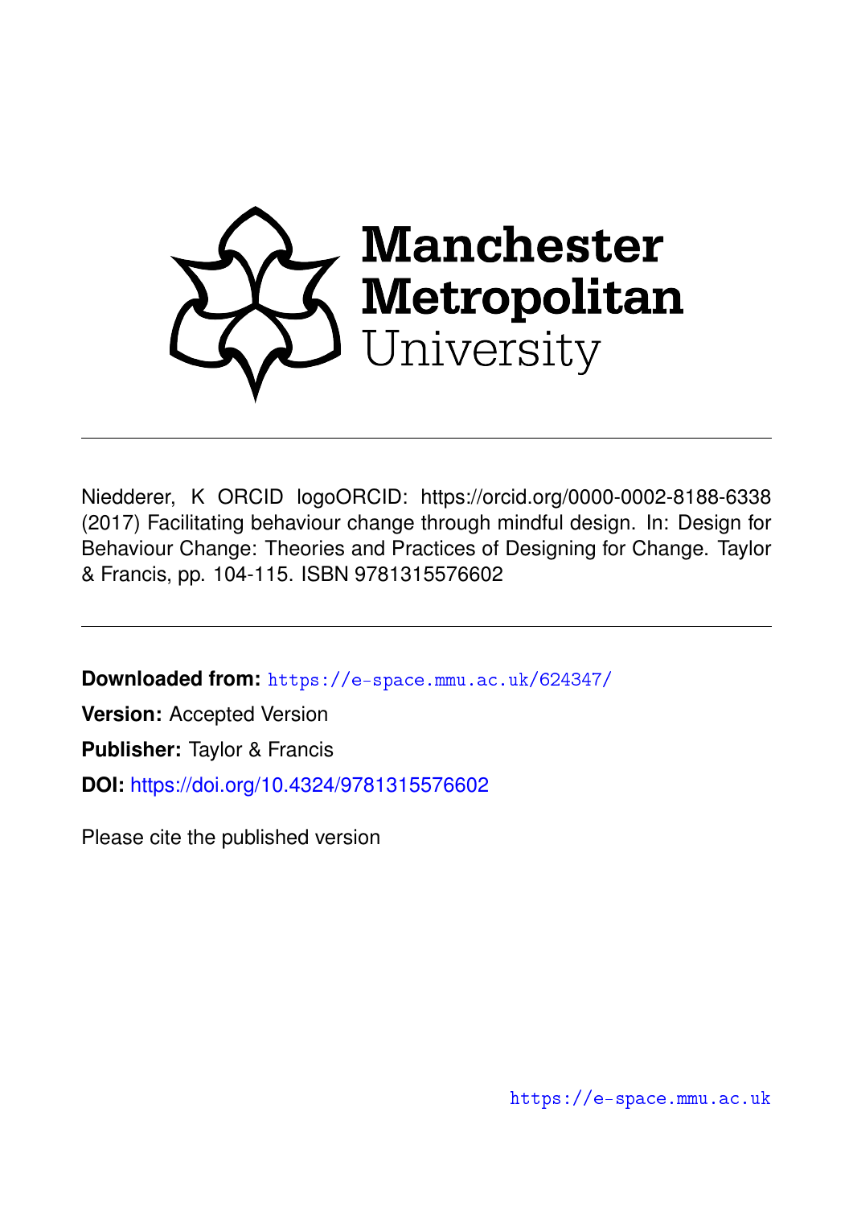Manchester Metropolitan University

Niedderer, K ORCID logoORCID: https://orcid.org/0000-0002-8188-6338 (2017) Facilitating behaviour change through mindful design. In: Design for Behaviour Change: Theories and Practices of Designing for Change. Taylor & Francis, pp. 104-115. ISBN 9781315576602

**Downloaded from:** https://e-space.mmu.ac.uk/624347/

**Version:** Accepted Version

**Publisher:** Taylor & Francis

**DOI:** https://doi.org/10.4324/9781315576602

Please cite the published version

https://e-space.mmu.ac.uk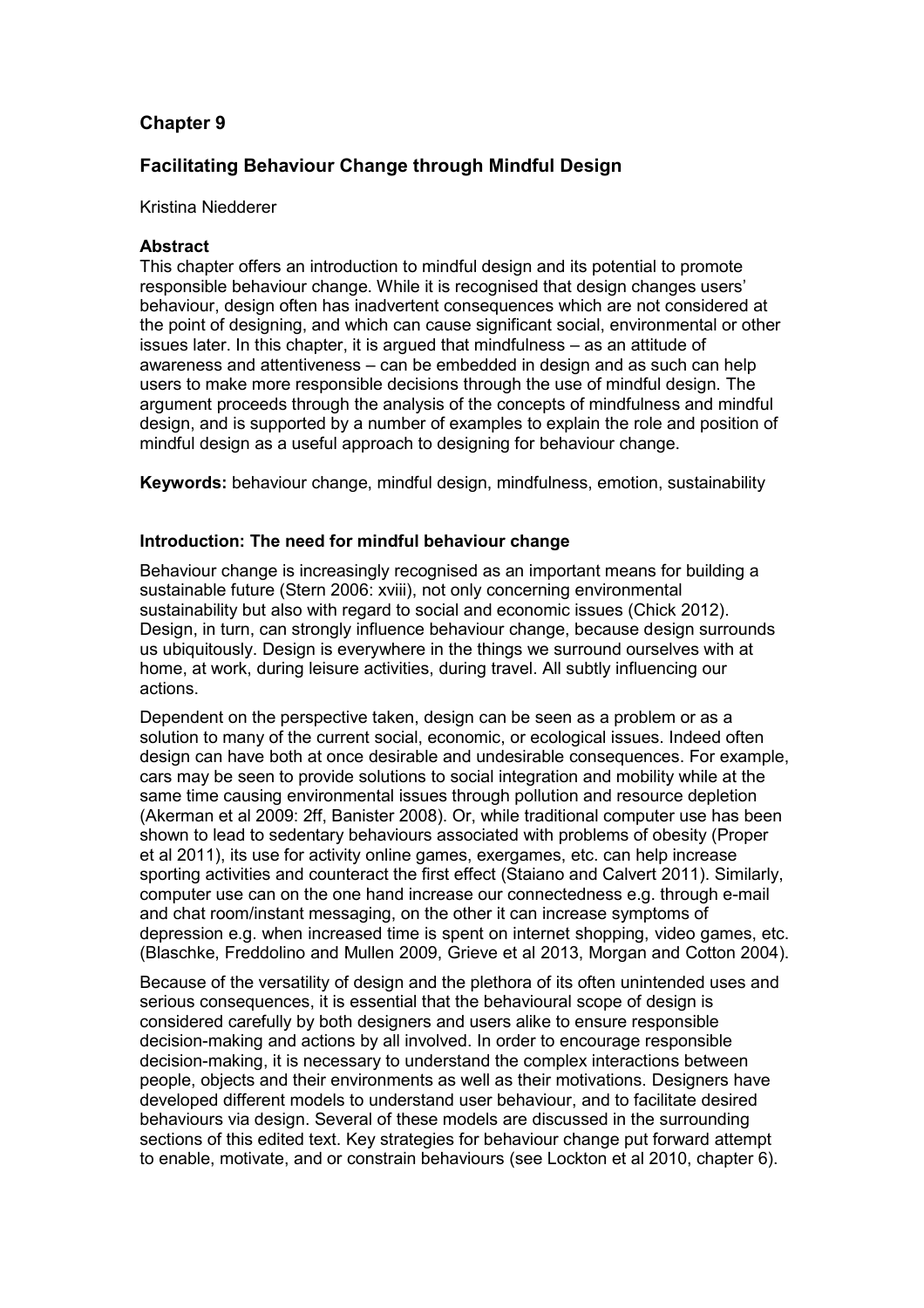# Chapter 9

## Facilitating Behaviour Change through Mindful Design

Kristina Niedderer

**Abstract**

This chapter offers an introduction to mindful design and its potential to promote responsible behaviour change. While it is recognised that design changes users' behaviour, design often has inadvertent consequences which are not considered at the point of designing, and which can cause significant social, environmental or other issues later. In this chapter, it is argued that mindfulness – as an attitude of awareness and attentiveness – can be embedded in design and as such can help users to make more responsible decisions through the use of mindful design. The argument proceeds through the analysis of the concepts of mindfulness and mindful design, and is supported by a number of examples to explain the role and position of mindful design as a useful approach to designing for behaviour change.

**Keywords:** behaviour change, mindful design, mindfulness, emotion, sustainability

### Introduction: The need for mindful behaviour change

Behaviour change is increasingly recognised as an important means for building a sustainable future (Stern 2006: xviii), not only concerning environmental sustainability but also with regard to social and economic issues (Chick 2012). Design, in turn, can strongly influence behaviour change, because design surrounds us ubiquitously. Design is everywhere in the things we surround ourselves with at home, at work, during leisure activities, during travel. All subtly influencing our actions.

Dependent on the perspective taken, design can be seen as a problem or as a solution to many of the current social, economic, or ecological issues. Indeed often design can have both at once desirable and undesirable consequences. For example, cars may be seen to provide solutions to social integration and mobility while at the same time causing environmental issues through pollution and resource depletion (Akerman et al 2009: 2ff, Banister 2008). Or, while traditional computer use has been shown to lead to sedentary behaviours associated with problems of obesity (Proper et al 2011), its use for activity online games, exergames, etc. can help increase sporting activities and counteract the first effect (Staiano and Calvert 2011). Similarly, computer use can on the one hand increase our connectedness e.g. through e-mail and chat room/instant messaging, on the other it can increase symptoms of depression e.g. when increased time is spent on internet shopping, video games, etc. (Blaschke, Freddolino and Mullen 2009, Grieve et al 2013, Morgan and Cotton 2004).

Because of the versatility of design and the plethora of its often unintended uses and serious consequences, it is essential that the behavioural scope of design is considered carefully by both designers and users alike to ensure responsible decision-making and actions by all involved. In order to encourage responsible decision-making, it is necessary to understand the complex interactions between people, objects and their environments as well as their motivations. Designers have developed different models to understand user behaviour, and to facilitate desired behaviours via design. Several of these models are discussed in the surrounding sections of this edited text. Key strategies for behaviour change put forward attempt to enable, motivate, and or constrain behaviours (see Lockton et al 2010, chapter 6).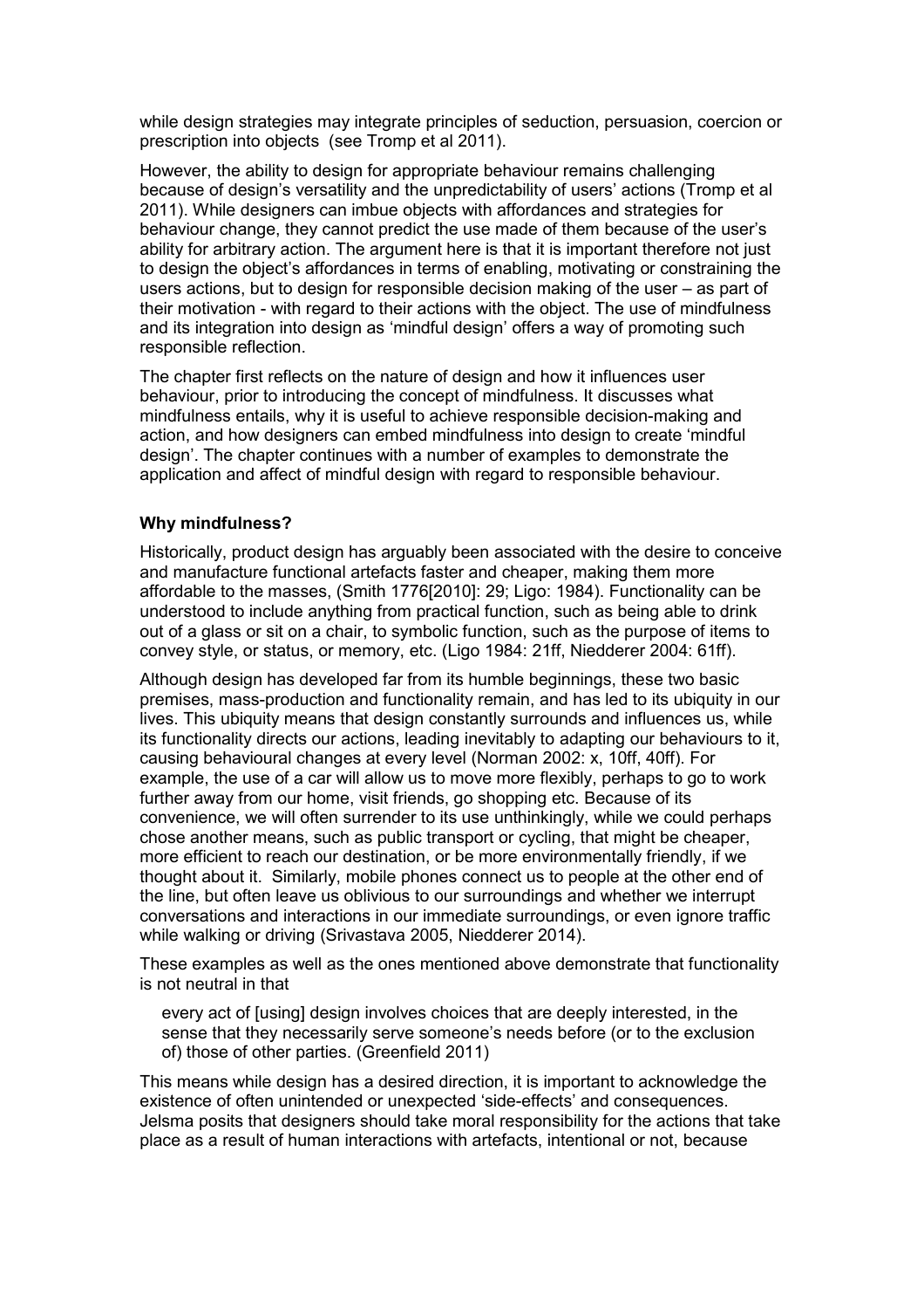while design strategies may integrate principles of seduction, persuasion, coercion or prescription into objects (see Tromp et al 2011).

However, the ability to design for appropriate behaviour remains challenging because of design's versatility and the unpredictability of users' actions (Tromp et al 2011). While designers can imbue objects with affordances and strategies for behaviour change, they cannot predict the use made of them because of the user's ability for arbitrary action. The argument here is that it is important therefore not just to design the object's affordances in terms of enabling, motivating or constraining the users actions, but to design for responsible decision making of the user – as part of their motivation - with regard to their actions with the object. The use of mindfulness and its integration into design as 'mindful design' offers a way of promoting such responsible reflection.

The chapter first reflects on the nature of design and how it influences user behaviour, prior to introducing the concept of mindfulness. It discusses what mindfulness entails, why it is useful to achieve responsible decision-making and action, and how designers can embed mindfulness into design to create 'mindful design'. The chapter continues with a number of examples to demonstrate the application and affect of mindful design with regard to responsible behaviour.

## Why mindfulness?

Historically, product design has arguably been associated with the desire to conceive and manufacture functional artefacts faster and cheaper, making them more affordable to the masses, (Smith 1776[2010]: 29; Ligo: 1984). Functionality can be understood to include anything from practical function, such as being able to drink out of a glass or sit on a chair, to symbolic function, such as the purpose of items to convey style, or status, or memory, etc. (Ligo 1984: 21ff, Niedderer 2004: 61ff).

Although design has developed far from its humble beginnings, these two basic premises, mass-production and functionality remain, and has led to its ubiquity in our lives. This ubiquity means that design constantly surrounds and influences us, while its functionality directs our actions, leading inevitably to adapting our behaviours to it, causing behavioural changes at every level (Norman 2002: x, 10ff, 40ff). For example, the use of a car will allow us to move more flexibly, perhaps to go to work further away from our home, visit friends, go shopping etc. Because of its convenience, we will often surrender to its use unthinkingly, while we could perhaps chose another means, such as public transport or cycling, that might be cheaper, more efficient to reach our destination, or be more environmentally friendly, if we thought about it. Similarly, mobile phones connect us to people at the other end of the line, but often leave us oblivious to our surroundings and whether we interrupt conversations and interactions in our immediate surroundings, or even ignore traffic while walking or driving (Srivastava 2005, Niedderer 2014).

These examples as well as the ones mentioned above demonstrate that functionality is not neutral in that

> every act of [using] design involves choices that are deeply interested, in the sense that they necessarily serve someone's needs before (or to the exclusion of) those of other parties. (Greenfield 2011)

This means while design has a desired direction, it is important to acknowledge the existence of often unintended or unexpected 'side-effects' and consequences. Jelsma posits that designers should take moral responsibility for the actions that take place as a result of human interactions with artefacts, intentional or not, because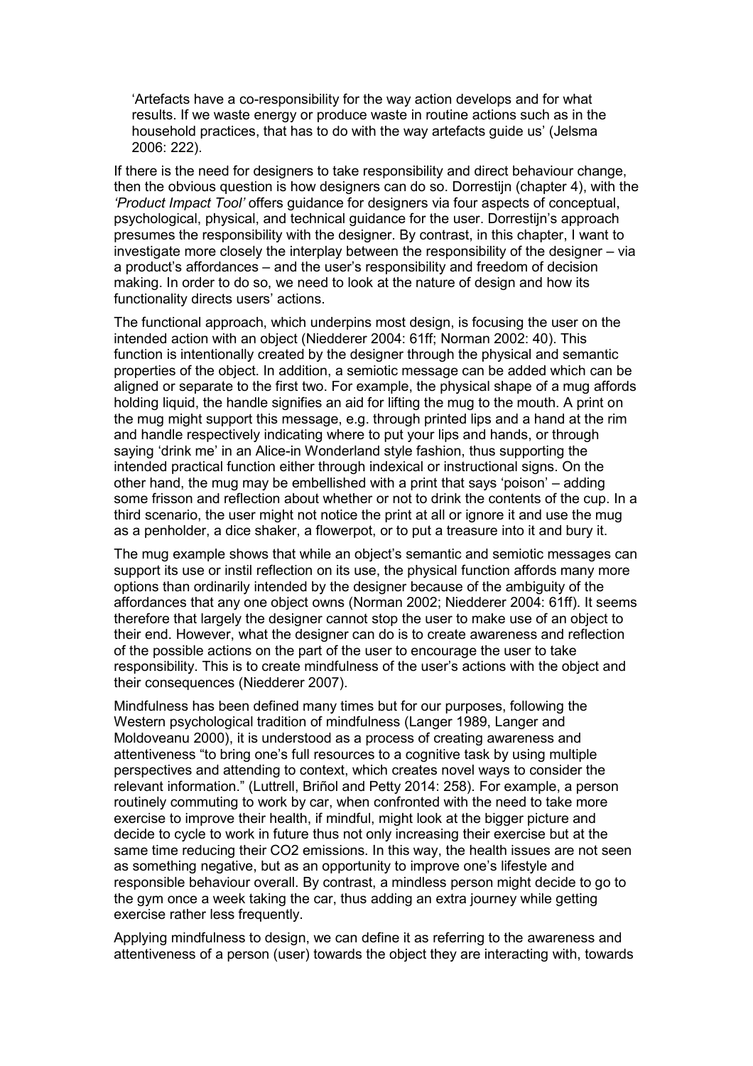> 'Artefacts have a co-responsibility for the way action develops and for what results. If we waste energy or produce waste in routine actions such as in the household practices, that has to do with the way artefacts guide us' (Jelsma 2006: 222).

If there is the need for designers to take responsibility and direct behaviour change, then the obvious question is how designers can do so. Dorrestijn (chapter 4), with the *'Product Impact Tool'* offers guidance for designers via four aspects of conceptual, psychological, physical, and technical guidance for the user. Dorrestijn's approach presumes the responsibility with the designer. By contrast, in this chapter, I want to investigate more closely the interplay between the responsibility of the designer – via a product's affordances – and the user's responsibility and freedom of decision making. In order to do so, we need to look at the nature of design and how its functionality directs users' actions.

The functional approach, which underpins most design, is focusing the user on the intended action with an object (Niedderer 2004: 61ff; Norman 2002: 40). This function is intentionally created by the designer through the physical and semantic properties of the object. In addition, a semiotic message can be added which can be aligned or separate to the first two. For example, the physical shape of a mug affords holding liquid, the handle signifies an aid for lifting the mug to the mouth. A print on the mug might support this message, e.g. through printed lips and a hand at the rim and handle respectively indicating where to put your lips and hands, or through saying 'drink me' in an Alice-in Wonderland style fashion, thus supporting the intended practical function either through indexical or instructional signs. On the other hand, the mug may be embellished with a print that says 'poison' – adding some frisson and reflection about whether or not to drink the contents of the cup. In a third scenario, the user might not notice the print at all or ignore it and use the mug as a penholder, a dice shaker, a flowerpot, or to put a treasure into it and bury it.

The mug example shows that while an object's semantic and semiotic messages can support its use or instil reflection on its use, the physical function affords many more options than ordinarily intended by the designer because of the ambiguity of the affordances that any one object owns (Norman 2002; Niedderer 2004: 61ff). It seems therefore that largely the designer cannot stop the user to make use of an object to their end. However, what the designer can do is to create awareness and reflection of the possible actions on the part of the user to encourage the user to take responsibility. This is to create mindfulness of the user's actions with the object and their consequences (Niedderer 2007).

Mindfulness has been defined many times but for our purposes, following the Western psychological tradition of mindfulness (Langer 1989, Langer and Moldoveanu 2000), it is understood as a process of creating awareness and attentiveness "to bring one's full resources to a cognitive task by using multiple perspectives and attending to context, which creates novel ways to consider the relevant information." (Luttrell, Briñol and Petty 2014: 258). For example, a person routinely commuting to work by car, when confronted with the need to take more exercise to improve their health, if mindful, might look at the bigger picture and decide to cycle to work in future thus not only increasing their exercise but at the same time reducing their $CO_2$ emissions. In this way, the health issues are not seen as something negative, but as an opportunity to improve one's lifestyle and responsible behaviour overall. By contrast, a mindless person might decide to go to the gym once a week taking the car, thus adding an extra journey while getting exercise rather less frequently.

Applying mindfulness to design, we can define it as referring to the awareness and attentiveness of a person (user) towards the object they are interacting with, towards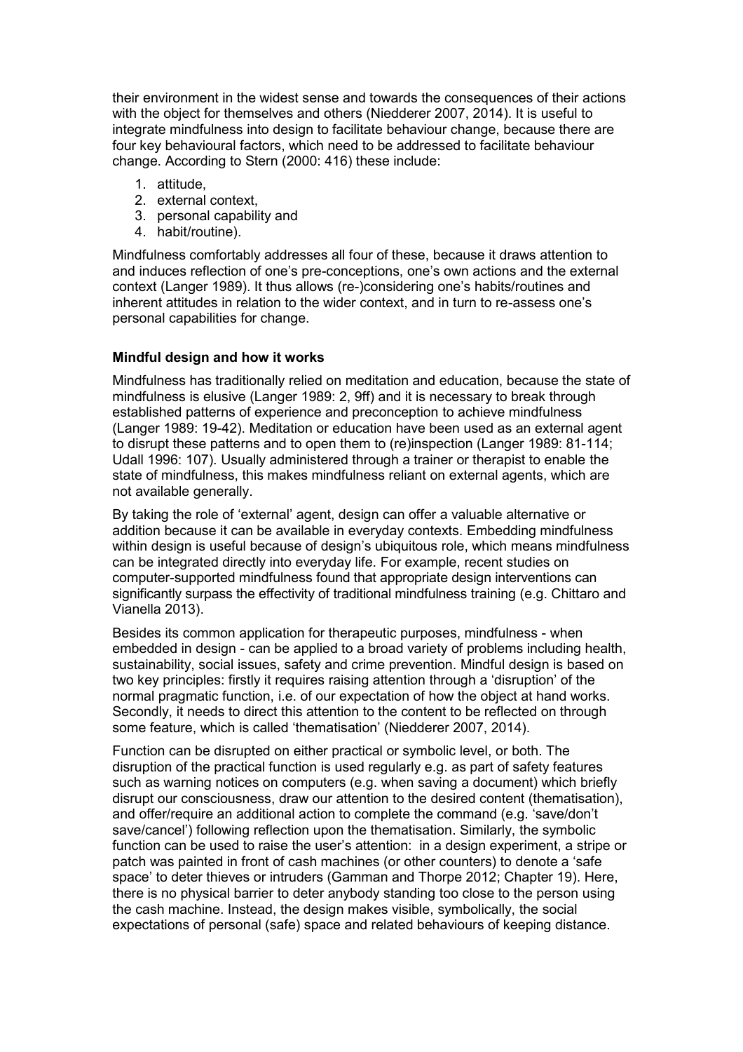their environment in the widest sense and towards the consequences of their actions with the object for themselves and others (Niedderer 2007, 2014). It is useful to integrate mindfulness into design to facilitate behaviour change, because there are four key behavioural factors, which need to be addressed to facilitate behaviour change. According to Stern (2000: 416) these include:

1. attitude,
2. external context,
3. personal capability and
4. habit/routine).

Mindfulness comfortably addresses all four of these, because it draws attention to and induces reflection of one's pre-conceptions, one's own actions and the external context (Langer 1989). It thus allows (re-)considering one's habits/routines and inherent attitudes in relation to the wider context, and in turn to re-assess one's personal capabilities for change.

**Mindful design and how it works**

Mindfulness has traditionally relied on meditation and education, because the state of mindfulness is elusive (Langer 1989: 2, 9ff) and it is necessary to break through established patterns of experience and preconception to achieve mindfulness (Langer 1989: 19-42). Meditation or education have been used as an external agent to disrupt these patterns and to open them to (re)inspection (Langer 1989: 81-114; Udall 1996: 107). Usually administered through a trainer or therapist to enable the state of mindfulness, this makes mindfulness reliant on external agents, which are not available generally.

By taking the role of 'external' agent, design can offer a valuable alternative or addition because it can be available in everyday contexts. Embedding mindfulness within design is useful because of design's ubiquitous role, which means mindfulness can be integrated directly into everyday life. For example, recent studies on computer-supported mindfulness found that appropriate design interventions can significantly surpass the effectivity of traditional mindfulness training (e.g. Chittaro and Vianella 2013).

Besides its common application for therapeutic purposes, mindfulness - when embedded in design - can be applied to a broad variety of problems including health, sustainability, social issues, safety and crime prevention. Mindful design is based on two key principles: firstly it requires raising attention through a 'disruption' of the normal pragmatic function, i.e. of our expectation of how the object at hand works. Secondly, it needs to direct this attention to the content to be reflected on through some feature, which is called 'thematisation' (Niedderer 2007, 2014).

Function can be disrupted on either practical or symbolic level, or both. The disruption of the practical function is used regularly e.g. as part of safety features such as warning notices on computers (e.g. when saving a document) which briefly disrupt our consciousness, draw our attention to the desired content (thematisation), and offer/require an additional action to complete the command (e.g. 'save/don't save/cancel') following reflection upon the thematisation. Similarly, the symbolic function can be used to raise the user's attention: in a design experiment, a stripe or patch was painted in front of cash machines (or other counters) to denote a 'safe space' to deter thieves or intruders (Gamman and Thorpe 2012; Chapter 19). Here, there is no physical barrier to deter anybody standing too close to the person using the cash machine. Instead, the design makes visible, symbolically, the social expectations of personal (safe) space and related behaviours of keeping distance.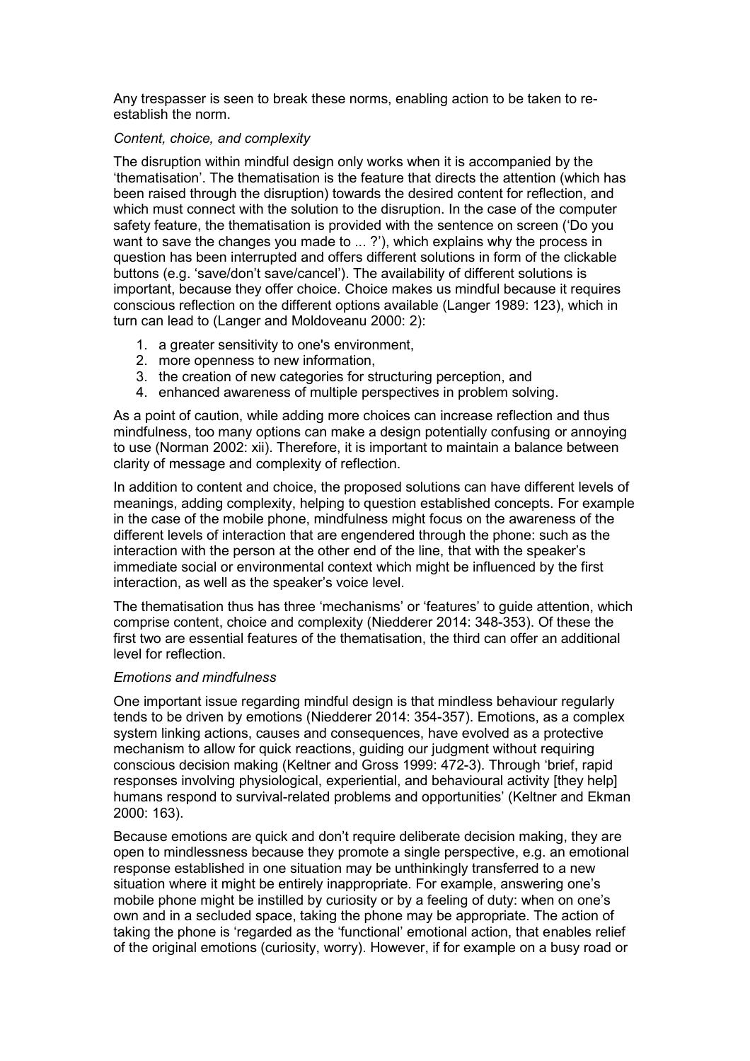Any trespasser is seen to break these norms, enabling action to be taken to re-establish the norm.

*Content, choice, and complexity*

The disruption within mindful design only works when it is accompanied by the 'thematisation'. The thematisation is the feature that directs the attention (which has been raised through the disruption) towards the desired content for reflection, and which must connect with the solution to the disruption. In the case of the computer safety feature, the thematisation is provided with the sentence on screen ('Do you want to save the changes you made to ... ?'), which explains why the process in question has been interrupted and offers different solutions in form of the clickable buttons (e.g. 'save/don't save/cancel'). The availability of different solutions is important, because they offer choice. Choice makes us mindful because it requires conscious reflection on the different options available (Langer 1989: 123), which in turn can lead to (Langer and Moldoveanu 2000: 2):

1. a greater sensitivity to one's environment,
2. more openness to new information,
3. the creation of new categories for structuring perception, and
4. enhanced awareness of multiple perspectives in problem solving.

As a point of caution, while adding more choices can increase reflection and thus mindfulness, too many options can make a design potentially confusing or annoying to use (Norman 2002: xii). Therefore, it is important to maintain a balance between clarity of message and complexity of reflection.

In addition to content and choice, the proposed solutions can have different levels of meanings, adding complexity, helping to question established concepts. For example in the case of the mobile phone, mindfulness might focus on the awareness of the different levels of interaction that are engendered through the phone: such as the interaction with the person at the other end of the line, that with the speaker's immediate social or environmental context which might be influenced by the first interaction, as well as the speaker's voice level.

The thematisation thus has three 'mechanisms' or 'features' to guide attention, which comprise content, choice and complexity (Niedderer 2014: 348-353). Of these the first two are essential features of the thematisation, the third can offer an additional level for reflection.

*Emotions and mindfulness*

One important issue regarding mindful design is that mindless behaviour regularly tends to be driven by emotions (Niedderer 2014: 354-357). Emotions, as a complex system linking actions, causes and consequences, have evolved as a protective mechanism to allow for quick reactions, guiding our judgment without requiring conscious decision making (Keltner and Gross 1999: 472-3). Through 'brief, rapid responses involving physiological, experiential, and behavioural activity [they help] humans respond to survival-related problems and opportunities' (Keltner and Ekman 2000: 163).

Because emotions are quick and don't require deliberate decision making, they are open to mindlessness because they promote a single perspective, e.g. an emotional response established in one situation may be unthinkingly transferred to a new situation where it might be entirely inappropriate. For example, answering one's mobile phone might be instilled by curiosity or by a feeling of duty: when on one's own and in a secluded space, taking the phone may be appropriate. The action of taking the phone is 'regarded as the 'functional' emotional action, that enables relief of the original emotions (curiosity, worry). However, if for example on a busy road or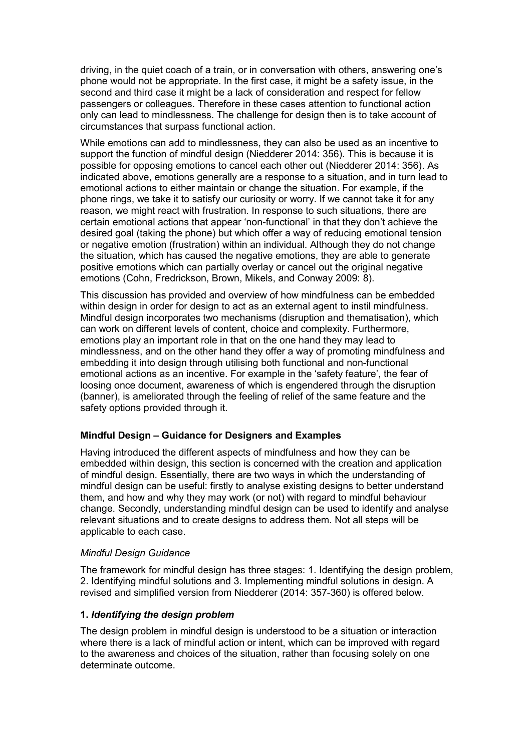driving, in the quiet coach of a train, or in conversation with others, answering one's phone would not be appropriate. In the first case, it might be a safety issue, in the second and third case it might be a lack of consideration and respect for fellow passengers or colleagues. Therefore in these cases attention to functional action only can lead to mindlessness. The challenge for design then is to take account of circumstances that surpass functional action.

While emotions can add to mindlessness, they can also be used as an incentive to support the function of mindful design (Niedderer 2014: 356). This is because it is possible for opposing emotions to cancel each other out (Niedderer 2014: 356). As indicated above, emotions generally are a response to a situation, and in turn lead to emotional actions to either maintain or change the situation. For example, if the phone rings, we take it to satisfy our curiosity or worry. If we cannot take it for any reason, we might react with frustration. In response to such situations, there are certain emotional actions that appear 'non-functional' in that they don't achieve the desired goal (taking the phone) but which offer a way of reducing emotional tension or negative emotion (frustration) within an individual. Although they do not change the situation, which has caused the negative emotions, they are able to generate positive emotions which can partially overlay or cancel out the original negative emotions (Cohn, Fredrickson, Brown, Mikels, and Conway 2009: 8).

This discussion has provided and overview of how mindfulness can be embedded within design in order for design to act as an external agent to instil mindfulness. Mindful design incorporates two mechanisms (disruption and thematisation), which can work on different levels of content, choice and complexity. Furthermore, emotions play an important role in that on the one hand they may lead to mindlessness, and on the other hand they offer a way of promoting mindfulness and embedding it into design through utilising both functional and non-functional emotional actions as an incentive. For example in the 'safety feature', the fear of loosing once document, awareness of which is engendered through the disruption (banner), is ameliorated through the feeling of relief of the same feature and the safety options provided through it.

**Mindful Design – Guidance for Designers and Examples**

Having introduced the different aspects of mindfulness and how they can be embedded within design, this section is concerned with the creation and application of mindful design. Essentially, there are two ways in which the understanding of mindful design can be useful: firstly to analyse existing designs to better understand them, and how and why they may work (or not) with regard to mindful behaviour change. Secondly, understanding mindful design can be used to identify and analyse relevant situations and to create designs to address them. Not all steps will be applicable to each case.

*Mindful Design Guidance*

The framework for mindful design has three stages: 1. Identifying the design problem, 2. Identifying mindful solutions and 3. Implementing mindful solutions in design. A revised and simplified version from Niedderer (2014: 357-360) is offered below.

**1. *Identifying the design problem***

The design problem in mindful design is understood to be a situation or interaction where there is a lack of mindful action or intent, which can be improved with regard to the awareness and choices of the situation, rather than focusing solely on one determinate outcome.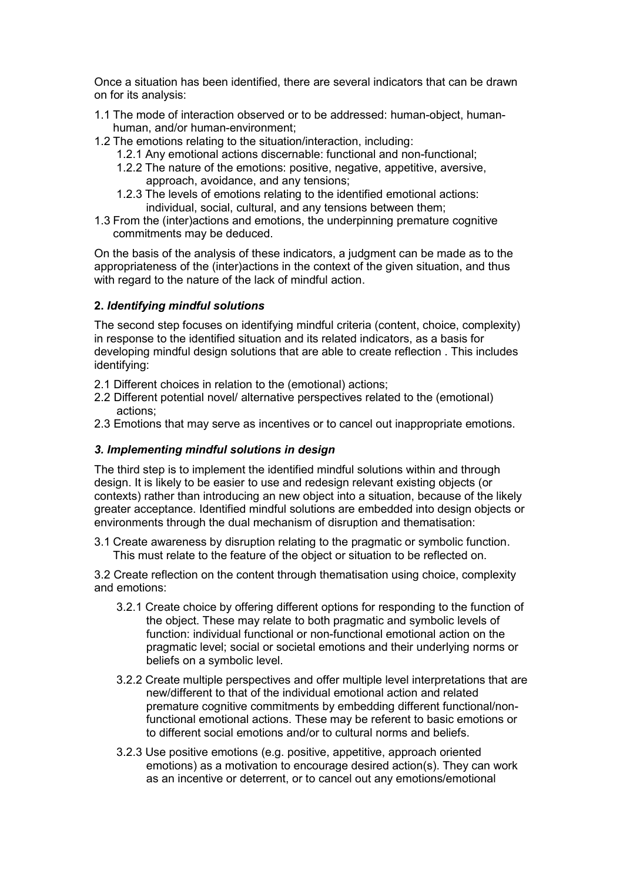Once a situation has been identified, there are several indicators that can be drawn on for its analysis:

1.1 The mode of interaction observed or to be addressed: human-object, human-human, and/or human-environment;

1.2 The emotions relating to the situation/interaction, including:

  1.2.1 Any emotional actions discernable: functional and non-functional;

  1.2.2 The nature of the emotions: positive, negative, appetitive, aversive, approach, avoidance, and any tensions;

  1.2.3 The levels of emotions relating to the identified emotional actions: individual, social, cultural, and any tensions between them;

1.3 From the (inter)actions and emotions, the underpinning premature cognitive commitments may be deduced.

On the basis of the analysis of these indicators, a judgment can be made as to the appropriateness of the (inter)actions in the context of the given situation, and thus with regard to the nature of the lack of mindful action.

### 2. *Identifying mindful solutions*

The second step focuses on identifying mindful criteria (content, choice, complexity) in response to the identified situation and its related indicators, as a basis for developing mindful design solutions that are able to create reflection . This includes identifying:

2.1 Different choices in relation to the (emotional) actions;

2.2 Different potential novel/ alternative perspectives related to the (emotional) actions;

2.3 Emotions that may serve as incentives or to cancel out inappropriate emotions.

### *3. Implementing mindful solutions in design*

The third step is to implement the identified mindful solutions within and through design. It is likely to be easier to use and redesign relevant existing objects (or contexts) rather than introducing an new object into a situation, because of the likely greater acceptance. Identified mindful solutions are embedded into design objects or environments through the dual mechanism of disruption and thematisation:

3.1 Create awareness by disruption relating to the pragmatic or symbolic function. This must relate to the feature of the object or situation to be reflected on.

3.2 Create reflection on the content through thematisation using choice, complexity and emotions:

  3.2.1 Create choice by offering different options for responding to the function of the object. These may relate to both pragmatic and symbolic levels of function: individual functional or non-functional emotional action on the pragmatic level; social or societal emotions and their underlying norms or beliefs on a symbolic level.

  3.2.2 Create multiple perspectives and offer multiple level interpretations that are new/different to that of the individual emotional action and related premature cognitive commitments by embedding different functional/non-functional emotional actions. These may be referent to basic emotions or to different social emotions and/or to cultural norms and beliefs.

  3.2.3 Use positive emotions (e.g. positive, appetitive, approach oriented emotions) as a motivation to encourage desired action(s). They can work as an incentive or deterrent, or to cancel out any emotions/emotional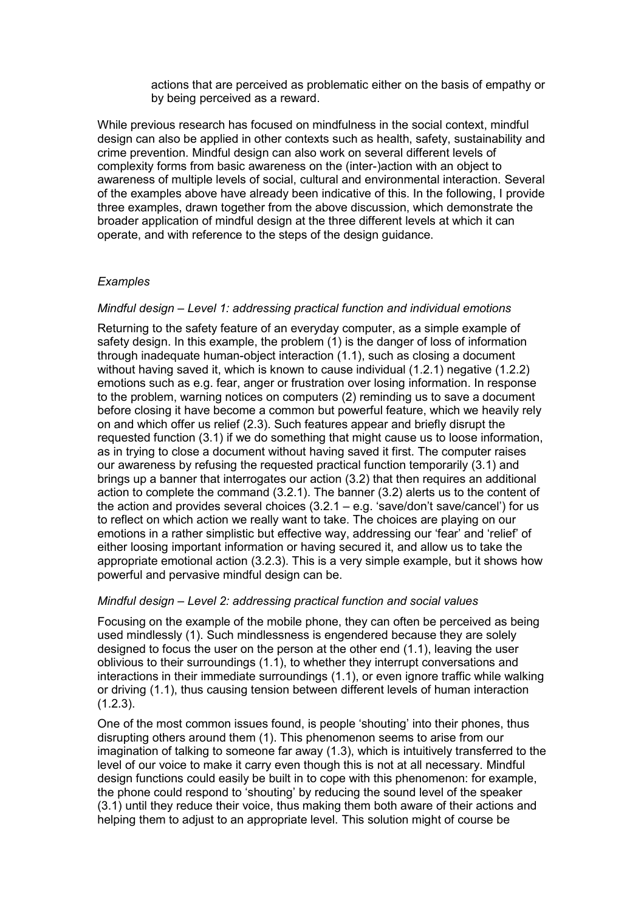actions that are perceived as problematic either on the basis of empathy or by being perceived as a reward.

While previous research has focused on mindfulness in the social context, mindful design can also be applied in other contexts such as health, safety, sustainability and crime prevention. Mindful design can also work on several different levels of complexity forms from basic awareness on the (inter-)action with an object to awareness of multiple levels of social, cultural and environmental interaction. Several of the examples above have already been indicative of this. In the following, I provide three examples, drawn together from the above discussion, which demonstrate the broader application of mindful design at the three different levels at which it can operate, and with reference to the steps of the design guidance.

*Examples*

*Mindful design – Level 1: addressing practical function and individual emotions*

Returning to the safety feature of an everyday computer, as a simple example of safety design. In this example, the problem (1) is the danger of loss of information through inadequate human-object interaction (1.1), such as closing a document without having saved it, which is known to cause individual (1.2.1) negative (1.2.2) emotions such as e.g. fear, anger or frustration over losing information. In response to the problem, warning notices on computers (2) reminding us to save a document before closing it have become a common but powerful feature, which we heavily rely on and which offer us relief (2.3). Such features appear and briefly disrupt the requested function (3.1) if we do something that might cause us to loose information, as in trying to close a document without having saved it first. The computer raises our awareness by refusing the requested practical function temporarily (3.1) and brings up a banner that interrogates our action (3.2) that then requires an additional action to complete the command (3.2.1). The banner (3.2) alerts us to the content of the action and provides several choices (3.2.1 – e.g. 'save/don't save/cancel') for us to reflect on which action we really want to take. The choices are playing on our emotions in a rather simplistic but effective way, addressing our 'fear' and 'relief' of either loosing important information or having secured it, and allow us to take the appropriate emotional action (3.2.3). This is a very simple example, but it shows how powerful and pervasive mindful design can be.

*Mindful design – Level 2: addressing practical function and social values*

Focusing on the example of the mobile phone, they can often be perceived as being used mindlessly (1). Such mindlessness is engendered because they are solely designed to focus the user on the person at the other end (1.1), leaving the user oblivious to their surroundings (1.1), to whether they interrupt conversations and interactions in their immediate surroundings (1.1), or even ignore traffic while walking or driving (1.1), thus causing tension between different levels of human interaction (1.2.3).

One of the most common issues found, is people 'shouting' into their phones, thus disrupting others around them (1). This phenomenon seems to arise from our imagination of talking to someone far away (1.3), which is intuitively transferred to the level of our voice to make it carry even though this is not at all necessary. Mindful design functions could easily be built in to cope with this phenomenon: for example, the phone could respond to 'shouting' by reducing the sound level of the speaker (3.1) until they reduce their voice, thus making them both aware of their actions and helping them to adjust to an appropriate level. This solution might of course be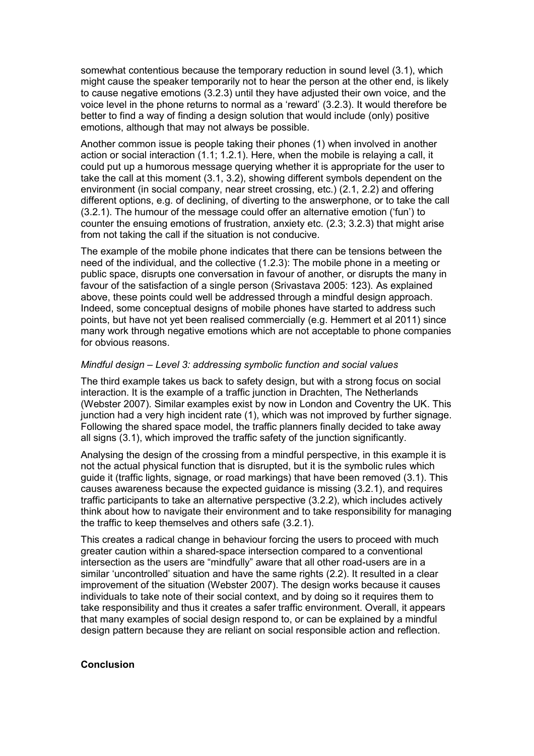somewhat contentious because the temporary reduction in sound level (3.1), which might cause the speaker temporarily not to hear the person at the other end, is likely to cause negative emotions (3.2.3) until they have adjusted their own voice, and the voice level in the phone returns to normal as a 'reward' (3.2.3). It would therefore be better to find a way of finding a design solution that would include (only) positive emotions, although that may not always be possible.

Another common issue is people taking their phones (1) when involved in another action or social interaction (1.1; 1.2.1). Here, when the mobile is relaying a call, it could put up a humorous message querying whether it is appropriate for the user to take the call at this moment (3.1, 3.2), showing different symbols dependent on the environment (in social company, near street crossing, etc.) (2.1, 2.2) and offering different options, e.g. of declining, of diverting to the answerphone, or to take the call (3.2.1). The humour of the message could offer an alternative emotion ('fun') to counter the ensuing emotions of frustration, anxiety etc. (2.3; 3.2.3) that might arise from not taking the call if the situation is not conducive.

The example of the mobile phone indicates that there can be tensions between the need of the individual, and the collective (1.2.3): The mobile phone in a meeting or public space, disrupts one conversation in favour of another, or disrupts the many in favour of the satisfaction of a single person (Srivastava 2005: 123). As explained above, these points could well be addressed through a mindful design approach. Indeed, some conceptual designs of mobile phones have started to address such points, but have not yet been realised commercially (e.g. Hemmert et al 2011) since many work through negative emotions which are not acceptable to phone companies for obvious reasons.

*Mindful design – Level 3: addressing symbolic function and social values*

The third example takes us back to safety design, but with a strong focus on social interaction. It is the example of a traffic junction in Drachten, The Netherlands (Webster 2007). Similar examples exist by now in London and Coventry the UK. This junction had a very high incident rate (1), which was not improved by further signage. Following the shared space model, the traffic planners finally decided to take away all signs (3.1), which improved the traffic safety of the junction significantly.

Analysing the design of the crossing from a mindful perspective, in this example it is not the actual physical function that is disrupted, but it is the symbolic rules which guide it (traffic lights, signage, or road markings) that have been removed (3.1). This causes awareness because the expected guidance is missing (3.2.1), and requires traffic participants to take an alternative perspective (3.2.2), which includes actively think about how to navigate their environment and to take responsibility for managing the traffic to keep themselves and others safe (3.2.1).

This creates a radical change in behaviour forcing the users to proceed with much greater caution within a shared-space intersection compared to a conventional intersection as the users are "mindfully" aware that all other road-users are in a similar 'uncontrolled' situation and have the same rights (2.2). It resulted in a clear improvement of the situation (Webster 2007). The design works because it causes individuals to take note of their social context, and by doing so it requires them to take responsibility and thus it creates a safer traffic environment. Overall, it appears that many examples of social design respond to, or can be explained by a mindful design pattern because they are reliant on social responsible action and reflection.

**Conclusion**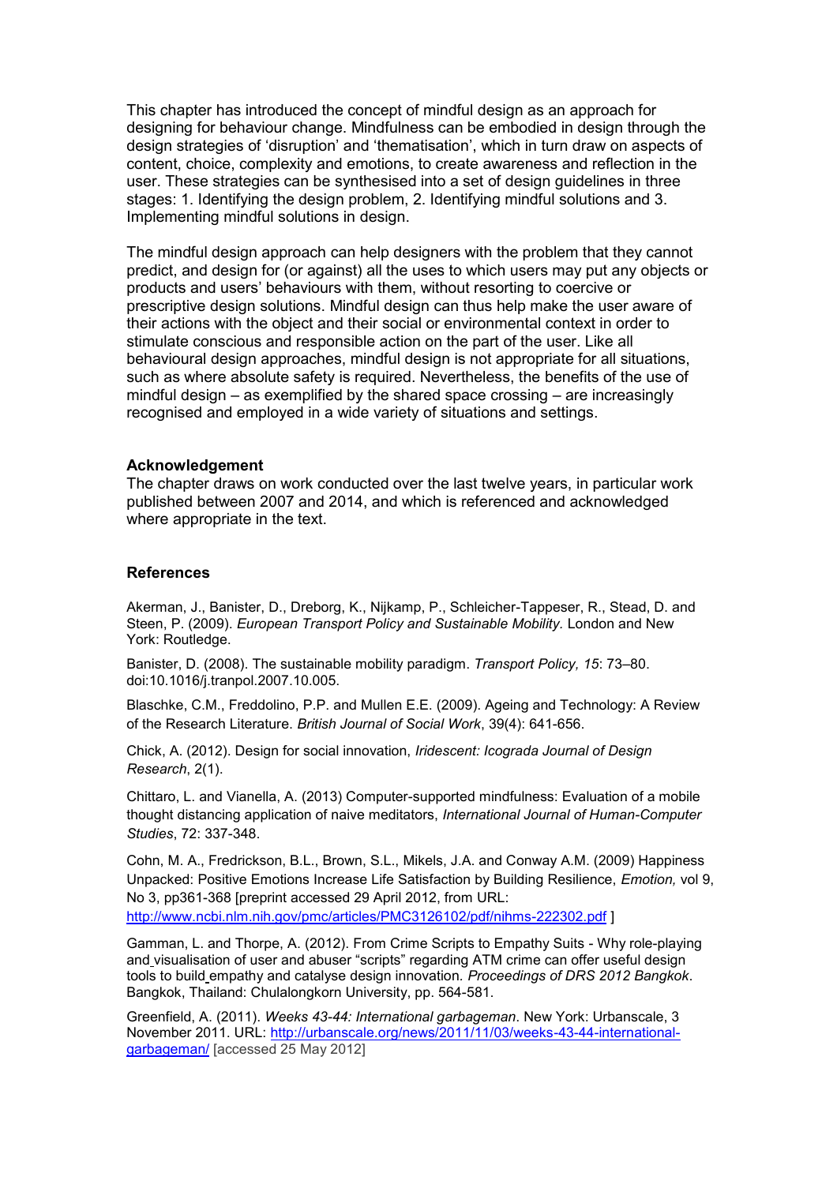This chapter has introduced the concept of mindful design as an approach for designing for behaviour change. Mindfulness can be embodied in design through the design strategies of 'disruption' and 'thematisation', which in turn draw on aspects of content, choice, complexity and emotions, to create awareness and reflection in the user. These strategies can be synthesised into a set of design guidelines in three stages: 1. Identifying the design problem, 2. Identifying mindful solutions and 3. Implementing mindful solutions in design.

The mindful design approach can help designers with the problem that they cannot predict, and design for (or against) all the uses to which users may put any objects or products and users' behaviours with them, without resorting to coercive or prescriptive design solutions. Mindful design can thus help make the user aware of their actions with the object and their social or environmental context in order to stimulate conscious and responsible action on the part of the user. Like all behavioural design approaches, mindful design is not appropriate for all situations, such as where absolute safety is required. Nevertheless, the benefits of the use of mindful design – as exemplified by the shared space crossing – are increasingly recognised and employed in a wide variety of situations and settings.

### Acknowledgement

The chapter draws on work conducted over the last twelve years, in particular work published between 2007 and 2014, and which is referenced and acknowledged where appropriate in the text.

### References

Akerman, J., Banister, D., Dreborg, K., Nijkamp, P., Schleicher-Tappeser, R., Stead, D. and Steen, P. (2009). *European Transport Policy and Sustainable Mobility.* London and New York: Routledge.

Banister, D. (2008). The sustainable mobility paradigm. *Transport Policy, 15*: 73–80. doi:10.1016/j.tranpol.2007.10.005.

Blaschke, C.M., Freddolino, P.P. and Mullen E.E. (2009). Ageing and Technology: A Review of the Research Literature. *British Journal of Social Work*, 39(4): 641-656.

Chick, A. (2012). Design for social innovation, *Iridescent: Icograda Journal of Design Research*, 2(1).

Chittaro, L. and Vianella, A. (2013) Computer-supported mindfulness: Evaluation of a mobile thought distancing application of naive meditators, *International Journal of Human-Computer Studies*, 72: 337-348.

Cohn, M. A., Fredrickson, B.L., Brown, S.L., Mikels, J.A. and Conway A.M. (2009) Happiness Unpacked: Positive Emotions Increase Life Satisfaction by Building Resilience, *Emotion,* vol 9, No 3, pp361-368 [preprint accessed 29 April 2012, from URL: http://www.ncbi.nlm.nih.gov/pmc/articles/PMC3126102/pdf/nihms-222302.pdf ]

Gamman, L. and Thorpe, A. (2012). From Crime Scripts to Empathy Suits - Why role-playing and visualisation of user and abuser "scripts" regarding ATM crime can offer useful design tools to build empathy and catalyse design innovation. *Proceedings of DRS 2012 Bangkok*. Bangkok, Thailand: Chulalongkorn University, pp. 564-581.

Greenfield, A. (2011). *Weeks 43-44: International garbageman*. New York: Urbanscale, 3 November 2011. URL: http://urbanscale.org/news/2011/11/03/weeks-43-44-international-garbageman/ [accessed 25 May 2012]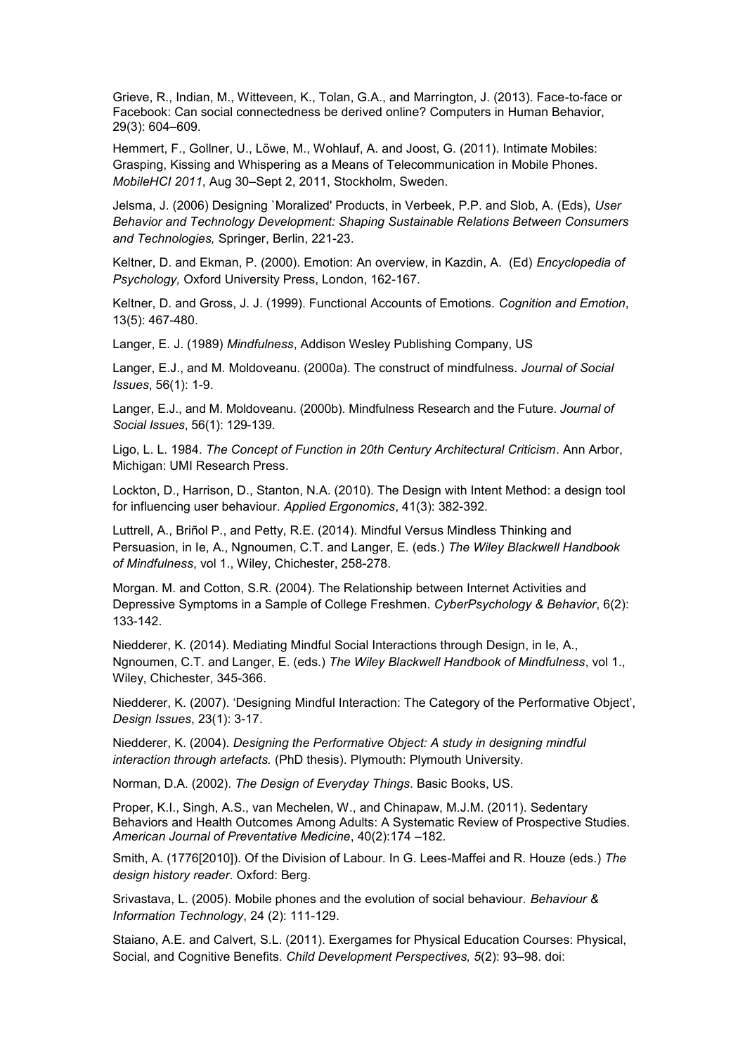Grieve, R., Indian, M., Witteveen, K., Tolan, G.A., and Marrington, J. (2013). Face-to-face or Facebook: Can social connectedness be derived online? Computers in Human Behavior, 29(3): 604–609.

Hemmert, F., Gollner, U., Löwe, M., Wohlauf, A. and Joost, G. (2011). Intimate Mobiles: Grasping, Kissing and Whispering as a Means of Telecommunication in Mobile Phones. *MobileHCI 2011*, Aug 30–Sept 2, 2011, Stockholm, Sweden.

Jelsma, J. (2006) Designing `Moralized' Products, in Verbeek, P.P. and Slob, A. (Eds), *User Behavior and Technology Development: Shaping Sustainable Relations Between Consumers and Technologies,* Springer, Berlin, 221-23.

Keltner, D. and Ekman, P. (2000). Emotion: An overview, in Kazdin, A. (Ed) *Encyclopedia of Psychology,* Oxford University Press, London, 162-167.

Keltner, D. and Gross, J. J. (1999). Functional Accounts of Emotions. *Cognition and Emotion*, 13(5): 467-480.

Langer, E. J. (1989) *Mindfulness*, Addison Wesley Publishing Company, US

Langer, E.J., and M. Moldoveanu. (2000a). The construct of mindfulness. *Journal of Social Issues*, 56(1): 1-9.

Langer, E.J., and M. Moldoveanu. (2000b). Mindfulness Research and the Future. *Journal of Social Issues*, 56(1): 129-139.

Ligo, L. L. 1984. *The Concept of Function in 20th Century Architectural Criticism*. Ann Arbor, Michigan: UMI Research Press.

Lockton, D., Harrison, D., Stanton, N.A. (2010). The Design with Intent Method: a design tool for influencing user behaviour. *Applied Ergonomics*, 41(3): 382-392.

Luttrell, A., Briñol P., and Petty, R.E. (2014). Mindful Versus Mindless Thinking and Persuasion, in Ie, A., Ngnoumen, C.T. and Langer, E. (eds.) *The Wiley Blackwell Handbook of Mindfulness*, vol 1., Wiley, Chichester, 258-278.

Morgan. M. and Cotton, S.R. (2004). The Relationship between Internet Activities and Depressive Symptoms in a Sample of College Freshmen. *CyberPsychology & Behavior*, 6(2): 133-142.

Niedderer, K. (2014). Mediating Mindful Social Interactions through Design, in Ie, A., Ngnoumen, C.T. and Langer, E. (eds.) *The Wiley Blackwell Handbook of Mindfulness*, vol 1., Wiley, Chichester, 345-366.

Niedderer, K. (2007). 'Designing Mindful Interaction: The Category of the Performative Object', *Design Issues*, 23(1): 3-17.

Niedderer, K. (2004). *Designing the Performative Object: A study in designing mindful interaction through artefacts.* (PhD thesis). Plymouth: Plymouth University.

Norman, D.A. (2002). *The Design of Everyday Things*. Basic Books, US.

Proper, K.I., Singh, A.S., van Mechelen, W., and Chinapaw, M.J.M. (2011). Sedentary Behaviors and Health Outcomes Among Adults: A Systematic Review of Prospective Studies. *American Journal of Preventative Medicine*, 40(2):174 –182.

Smith, A. (1776[2010]). Of the Division of Labour. In G. Lees-Maffei and R. Houze (eds.) *The design history reader*. Oxford: Berg.

Srivastava, L. (2005). Mobile phones and the evolution of social behaviour. *Behaviour & Information Technology*, 24 (2): 111-129.

Staiano, A.E. and Calvert, S.L. (2011). Exergames for Physical Education Courses: Physical, Social, and Cognitive Benefits. *Child Development Perspectives, 5*(2): 93–98. doi: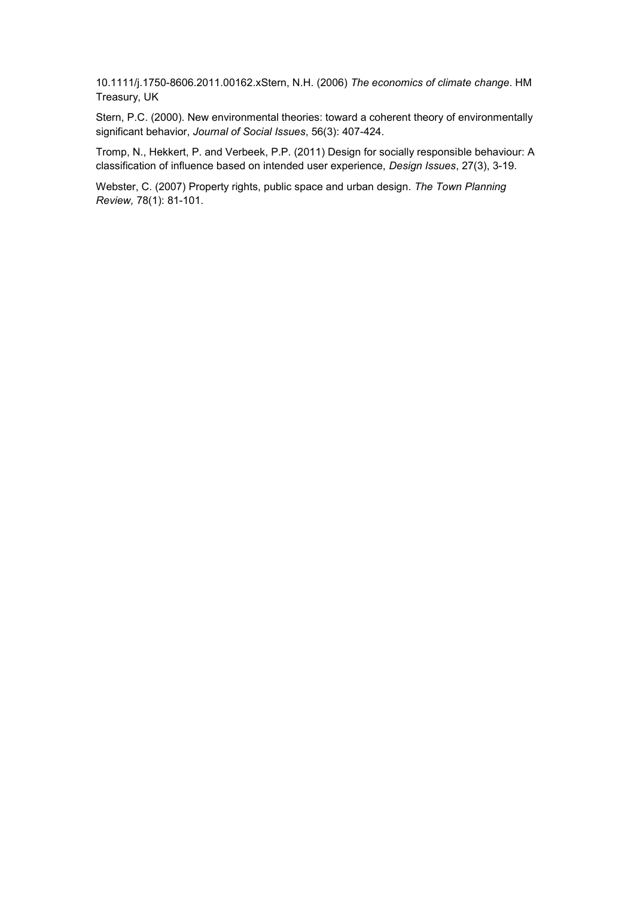10.1111/j.1750-8606.2011.00162.xStern, N.H. (2006) *The economics of climate change*. HM Treasury, UK

Stern, P.C. (2000). New environmental theories: toward a coherent theory of environmentally significant behavior, *Journal of Social Issues*, 56(3): 407-424.

Tromp, N., Hekkert, P. and Verbeek, P.P. (2011) Design for socially responsible behaviour: A classification of influence based on intended user experience, *Design Issues*, 27(3), 3-19.

Webster, C. (2007) Property rights, public space and urban design. *The Town Planning Review,* 78(1): 81-101.